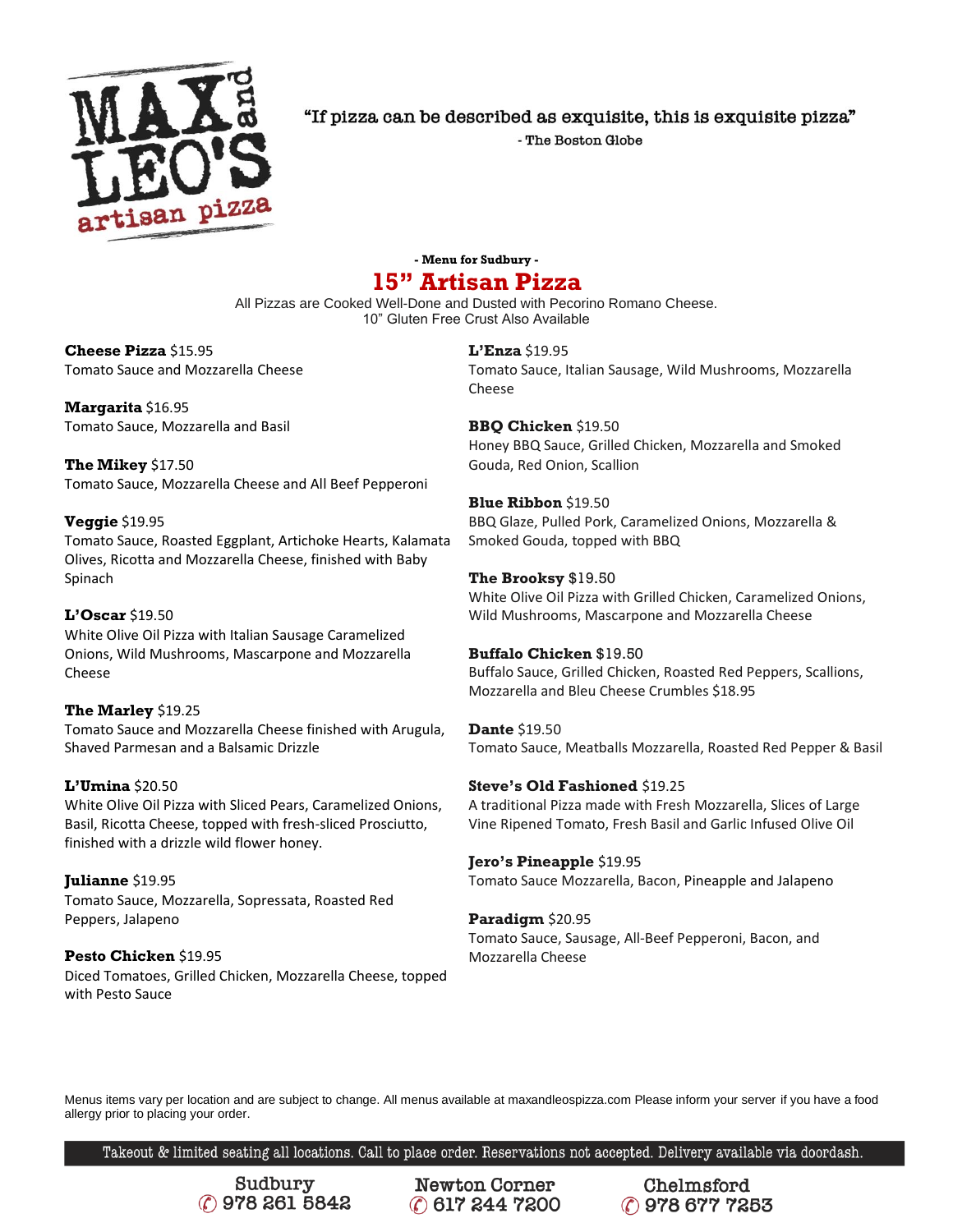# MAX and LEO'S artisan pizza

"If pizza can be described as exquisite, this is exquisite pizza"

- The Boston Globe

**- Menu for Sudbury -**

## 15" Artisan Pizza

All Pizzas are Cooked Well-Done and Dusted with Pecorino Romano Cheese.
10" Gluten Free Crust Also Available

**Cheese Pizza** $15.95
Tomato Sauce and Mozzarella Cheese

**Margarita** $16.95
Tomato Sauce, Mozzarella and Basil

**The Mikey** $17.50
Tomato Sauce, Mozzarella Cheese and All Beef Pepperoni

**Veggie** $19.95
Tomato Sauce, Roasted Eggplant, Artichoke Hearts, Kalamata Olives, Ricotta and Mozzarella Cheese, finished with Baby Spinach

**L'Oscar** $19.50
White Olive Oil Pizza with Italian Sausage Caramelized Onions, Wild Mushrooms, Mascarpone and Mozzarella Cheese

**The Marley** $19.25
Tomato Sauce and Mozzarella Cheese finished with Arugula, Shaved Parmesan and a Balsamic Drizzle

**L'Umina** $20.50
White Olive Oil Pizza with Sliced Pears, Caramelized Onions, Basil, Ricotta Cheese, topped with fresh-sliced Prosciutto, finished with a drizzle wild flower honey.

**Julianne** $19.95
Tomato Sauce, Mozzarella, Sopressata, Roasted Red Peppers, Jalapeno

**Pesto Chicken** $19.95
Diced Tomatoes, Grilled Chicken, Mozzarella Cheese, topped with Pesto Sauce

**L'Enza** $19.95
Tomato Sauce, Italian Sausage, Wild Mushrooms, Mozzarella Cheese

**BBQ Chicken** $19.50
Honey BBQ Sauce, Grilled Chicken, Mozzarella and Smoked Gouda, Red Onion, Scallion

**Blue Ribbon** $19.50
BBQ Glaze, Pulled Pork, Caramelized Onions, Mozzarella & Smoked Gouda, topped with BBQ

**The Brooksy** $19.50
White Olive Oil Pizza with Grilled Chicken, Caramelized Onions, Wild Mushrooms, Mascarpone and Mozzarella Cheese

**Buffalo Chicken** $19.50
Buffalo Sauce, Grilled Chicken, Roasted Red Peppers, Scallions, Mozzarella and Bleu Cheese Crumbles $18.95

**Dante** $19.50
Tomato Sauce, Meatballs Mozzarella, Roasted Red Pepper & Basil

**Steve's Old Fashioned** $19.25
A traditional Pizza made with Fresh Mozzarella, Slices of Large Vine Ripened Tomato, Fresh Basil and Garlic Infused Olive Oil

**Jero's Pineapple** $19.95
Tomato Sauce Mozzarella, Bacon, Pineapple and Jalapeno

**Paradigm** $20.95
Tomato Sauce, Sausage, All-Beef Pepperoni, Bacon, and Mozzarella Cheese

Menus items vary per location and are subject to change. All menus available at maxandleospizza.com Please inform your server if you have a food allergy prior to placing your order.

Takeout & limited seating all locations. Call to place order. Reservations not accepted. Delivery available via doordash.

Sudbury ✆ 978 261 5842 | Newton Corner ✆ 617 244 7200 | Chelmsford ✆ 978 677 7253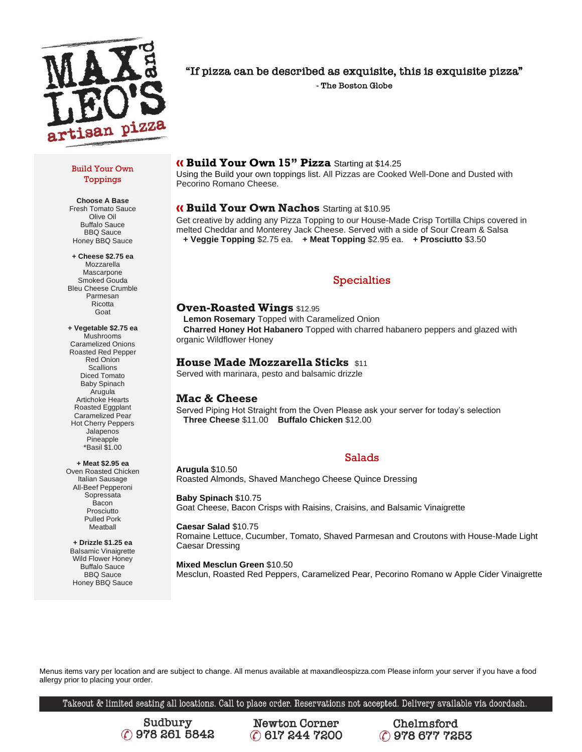# MAX and LEO'S artisan pizza

"If pizza can be described as exquisite, this is exquisite pizza"

- The Boston Globe

## Build Your Own Toppings

**Choose A Base**
Fresh Tomato Sauce
Olive Oil
Buffalo Sauce
BBQ Sauce
Honey BBQ Sauce

**+ Cheese $2.75 ea**
Mozzarella
Mascarpone
Smoked Gouda
Bleu Cheese Crumble
Parmesan
Ricotta
Goat

**+ Vegetable $2.75 ea**
Mushrooms
Caramelized Onions
Roasted Red Pepper
Red Onion
Scallions
Diced Tomato
Baby Spinach
Arugula
Artichoke Hearts
Roasted Eggplant
Caramelized Pear
Hot Cherry Peppers
Jalapenos
Pineapple
*Basil $1.00

**+ Meat $2.95 ea**
Oven Roasted Chicken
Italian Sausage
All-Beef Pepperoni
Sopressata
Bacon
Prosciutto
Pulled Pork
Meatball

**+ Drizzle $1.25 ea**
Balsamic Vinaigrette
Wild Flower Honey
Buffalo Sauce
BBQ Sauce
Honey BBQ Sauce

### « Build Your Own 15" Pizza Starting at $14.25

Using the Build your own toppings list. All Pizzas are Cooked Well-Done and Dusted with Pecorino Romano Cheese.

### « Build Your Own Nachos Starting at $10.95

Get creative by adding any Pizza Topping to our House-Made Crisp Tortilla Chips covered in melted Cheddar and Monterey Jack Cheese. Served with a side of Sour Cream & Salsa

**+ Veggie Topping** $2.75 ea. **+ Meat Topping** $2.95 ea. **+ Prosciutto** $3.50

## Specialties

### Oven-Roasted Wings $12.95

**Lemon Rosemary** Topped with Caramelized Onion

**Charred Honey Hot Habanero** Topped with charred habanero peppers and glazed with organic Wildflower Honey

### House Made Mozzarella Sticks $11

Served with marinara, pesto and balsamic drizzle

### Mac & Cheese

Served Piping Hot Straight from the Oven Please ask your server for today's selection

**Three Cheese** $11.00 **Buffalo Chicken** $12.00

## Salads

**Arugula** $10.50
Roasted Almonds, Shaved Manchego Cheese Quince Dressing

**Baby Spinach** $10.75
Goat Cheese, Bacon Crisps with Raisins, Craisins, and Balsamic Vinaigrette

**Caesar Salad** $10.75
Romaine Lettuce, Cucumber, Tomato, Shaved Parmesan and Croutons with House-Made Light Caesar Dressing

**Mixed Mesclun Green** $10.50
Mesclun, Roasted Red Peppers, Caramelized Pear, Pecorino Romano w Apple Cider Vinaigrette

Menus items vary per location and are subject to change. All menus available at maxandleospizza.com Please inform your server if you have a food allergy prior to placing your order.

Takeout & limited seating all locations. Call to place order. Reservations not accepted. Delivery available via doordash.

Sudbury 978 261 5842 | Newton Corner 617 244 7200 | Chelmsford 978 677 7253